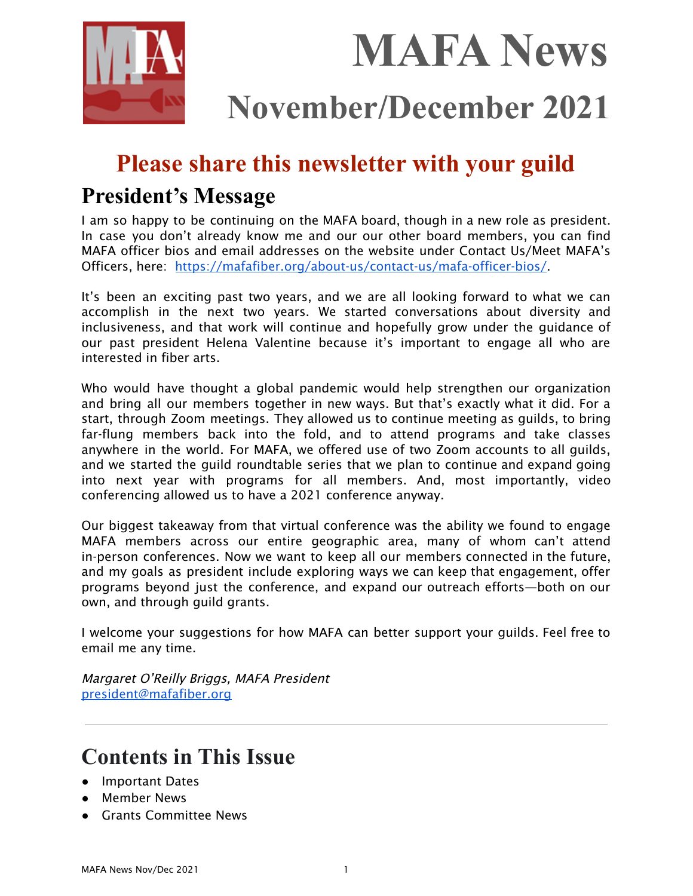# MAFA News

## November/December 2021

## Please share this newsletter with your guild

## President's Message

I am so happy to be continuing on the MAFA board, though in a new role as president. In case you don't already know me and our our other board members, you can find MAFA officer bios and email addresses on the website under Contact Us/Meet MAFA's Officers, here: https://mafafiber.org/about-us/contact-us/mafa-officer-bios/.

It's been an exciting past two years, and we are all looking forward to what we can accomplish in the next two years. We started conversations about diversity and inclusiveness, and that work will continue and hopefully grow under the guidance of our past president Helena Valentine because it's important to engage all who are interested in fiber arts.

Who would have thought a global pandemic would help strengthen our organization and bring all our members together in new ways. But that's exactly what it did. For a start, through Zoom meetings. They allowed us to continue meeting as guilds, to bring far-flung members back into the fold, and to attend programs and take classes anywhere in the world. For MAFA, we offered use of two Zoom accounts to all guilds, and we started the guild roundtable series that we plan to continue and expand going into next year with programs for all members. And, most importantly, video conferencing allowed us to have a 2021 conference anyway.

Our biggest takeaway from that virtual conference was the ability we found to engage MAFA members across our entire geographic area, many of whom can't attend in-person conferences. Now we want to keep all our members connected in the future, and my goals as president include exploring ways we can keep that engagement, offer programs beyond just the conference, and expand our outreach efforts—both on our own, and through guild grants.

I welcome your suggestions for how MAFA can better support your guilds. Feel free to email me any time.

*Margaret O'Reilly Briggs, MAFA President*
president@mafafiber.org

---

## Contents in This Issue

- Important Dates
- Member News
- Grants Committee News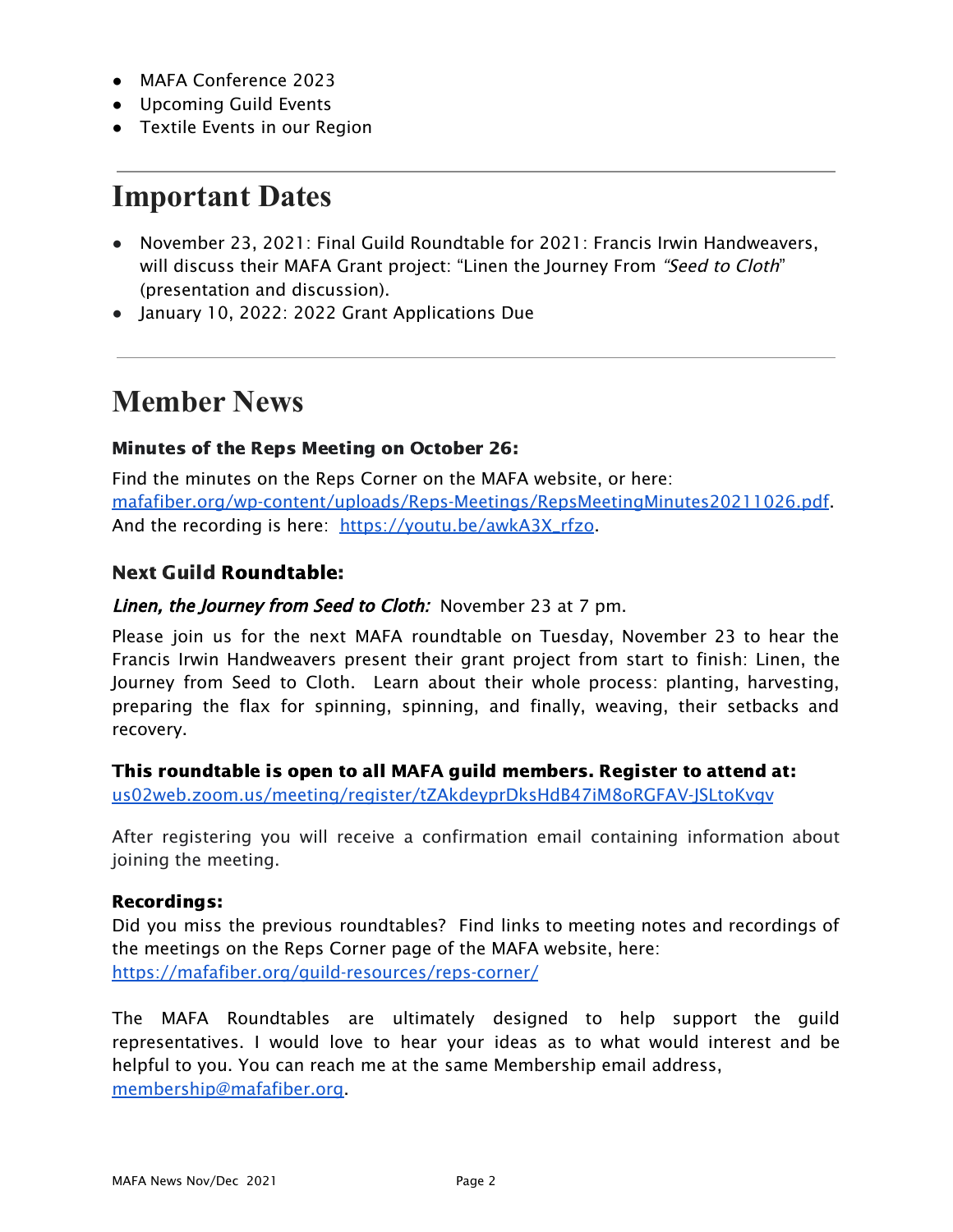- MAFA Conference 2023
- Upcoming Guild Events
- Textile Events in our Region

---

# Important Dates

- November 23, 2021: Final Guild Roundtable for 2021: Francis Irwin Handweavers, will discuss their MAFA Grant project: "Linen the Journey From *"Seed to Cloth*" (presentation and discussion).
- January 10, 2022: 2022 Grant Applications Due

---

# Member News

### Minutes of the Reps Meeting on October 26:

Find the minutes on the Reps Corner on the MAFA website, or here: mafafiber.org/wp-content/uploads/Reps-Meetings/RepsMeetingMinutes20211026.pdf. And the recording is here: https://youtu.be/awkA3X_rfzo.

### Next Guild Roundtable:

***Linen, the Journey from Seed to Cloth:*** November 23 at 7 pm.

Please join us for the next MAFA roundtable on Tuesday, November 23 to hear the Francis Irwin Handweavers present their grant project from start to finish: Linen, the Journey from Seed to Cloth. Learn about their whole process: planting, harvesting, preparing the flax for spinning, spinning, and finally, weaving, their setbacks and recovery.

**This roundtable is open to all MAFA guild members. Register to attend at:**
us02web.zoom.us/meeting/register/tZAkdeyprDksHdB47iM8oRGFAV-JSLtoKvqv

After registering you will receive a confirmation email containing information about joining the meeting.

**Recordings:**
Did you miss the previous roundtables? Find links to meeting notes and recordings of the meetings on the Reps Corner page of the MAFA website, here:
https://mafafiber.org/guild-resources/reps-corner/

The MAFA Roundtables are ultimately designed to help support the guild representatives. I would love to hear your ideas as to what would interest and be helpful to you. You can reach me at the same Membership email address, membership@mafafiber.org.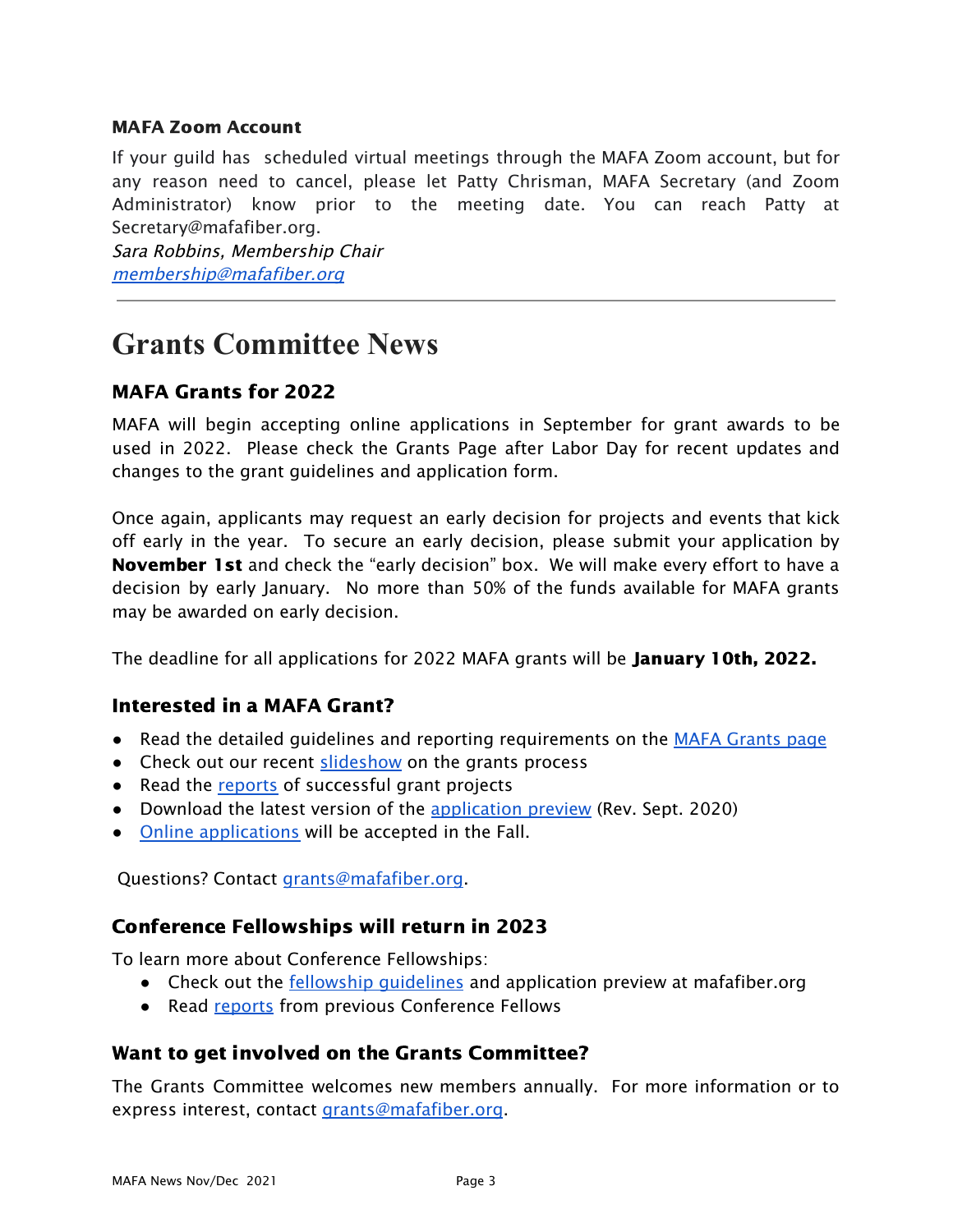### MAFA Zoom Account

If your guild has scheduled virtual meetings through the MAFA Zoom account, but for any reason need to cancel, please let Patty Chrisman, MAFA Secretary (and Zoom Administrator) know prior to the meeting date. You can reach Patty at Secretary@mafafiber.org.

*Sara Robbins, Membership Chair*
*membership@mafafiber.org*

---

# Grants Committee News

### MAFA Grants for 2022

MAFA will begin accepting online applications in September for grant awards to be used in 2022. Please check the Grants Page after Labor Day for recent updates and changes to the grant guidelines and application form.

Once again, applicants may request an early decision for projects and events that kick off early in the year. To secure an early decision, please submit your application by **November 1st** and check the "early decision" box. We will make every effort to have a decision by early January. No more than 50% of the funds available for MAFA grants may be awarded on early decision.

The deadline for all applications for 2022 MAFA grants will be **January 10th, 2022.**

### Interested in a MAFA Grant?

- Read the detailed guidelines and reporting requirements on the MAFA Grants page
- Check out our recent slideshow on the grants process
- Read the reports of successful grant projects
- Download the latest version of the application preview (Rev. Sept. 2020)
- Online applications will be accepted in the Fall.

Questions? Contact grants@mafafiber.org.

### Conference Fellowships will return in 2023

To learn more about Conference Fellowships:

- Check out the fellowship guidelines and application preview at mafafiber.org
- Read reports from previous Conference Fellows

### Want to get involved on the Grants Committee?

The Grants Committee welcomes new members annually. For more information or to express interest, contact grants@mafafiber.org.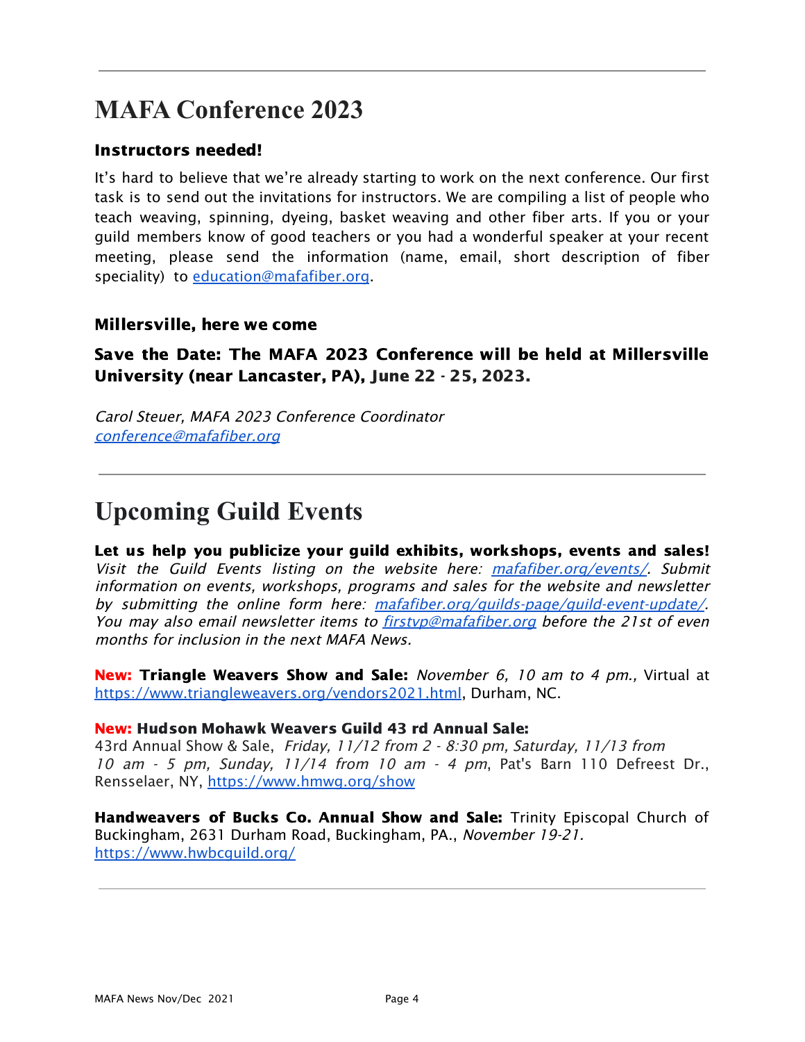# MAFA Conference 2023

### Instructors needed!

It's hard to believe that we're already starting to work on the next conference. Our first task is to send out the invitations for instructors. We are compiling a list of people who teach weaving, spinning, dyeing, basket weaving and other fiber arts. If you or your guild members know of good teachers or you had a wonderful speaker at your recent meeting, please send the information (name, email, short description of fiber speciality) to [education@mafafiber.org](mailto:education@mafafiber.org).

### Millersville, here we come

### Save the Date: The MAFA 2023 Conference will be held at Millersville University (near Lancaster, PA), June 22 - 25, 2023.

*Carol Steuer, MAFA 2023 Conference Coordinator*
*[conference@mafafiber.org](mailto:conference@mafafiber.org)*

# Upcoming Guild Events

**Let us help you publicize your guild exhibits, workshops, events and sales!** *Visit the Guild Events listing on the website here: [mafafiber.org/events/](mafafiber.org/events/). Submit information on events, workshops, programs and sales for the website and newsletter by submitting the online form here: [mafafiber.org/guilds-page/guild-event-update/](mafafiber.org/guilds-page/guild-event-update/). You may also email newsletter items to [firstvp@mafafiber.org](mailto:firstvp@mafafiber.org) before the 21st of even months for inclusion in the next MAFA News.*

**New: Triangle Weavers Show and Sale:** *November 6, 10 am to 4 pm.,* Virtual at [https://www.triangleweavers.org/vendors2021.html](https://www.triangleweavers.org/vendors2021.html), Durham, NC.

**New: Hudson Mohawk Weavers Guild 43 rd Annual Sale:**
43rd Annual Show & Sale, *Friday, 11/12 from 2 - 8:30 pm, Saturday, 11/13 from 10 am - 5 pm, Sunday, 11/14 from 10 am - 4 pm*, Pat's Barn 110 Defreest Dr., Rensselaer, NY, [https://www.hmwg.org/show](https://www.hmwg.org/show)

**Handweavers of Bucks Co. Annual Show and Sale:** Trinity Episcopal Church of Buckingham, 2631 Durham Road, Buckingham, PA., *November 19-21.*
[https://www.hwbcguild.org/](https://www.hwbcguild.org/)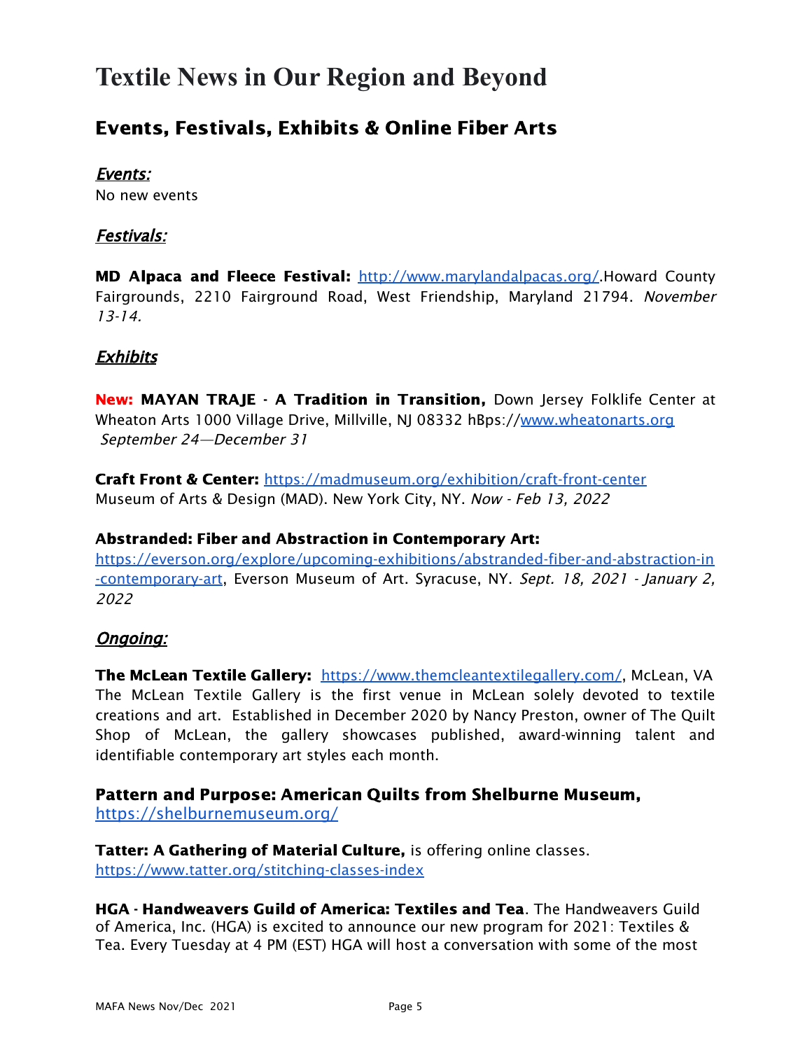# Textile News in Our Region and Beyond

## Events, Festivals, Exhibits & Online Fiber Arts

### *Events:*

No new events

### *Festivals:*

**MD Alpaca and Fleece Festival:** http://www.marylandalpacas.org/.Howard County Fairgrounds, 2210 Fairground Road, West Friendship, Maryland 21794. *November 13-14.*

### *Exhibits*

**New: MAYAN TRAJE - A Tradition in Transition,** Down Jersey Folklife Center at Wheaton Arts 1000 Village Drive, Millville, NJ 08332 hBps://www.wheatonarts.org *September 24—December 31*

**Craft Front & Center:** https://madmuseum.org/exhibition/craft-front-center Museum of Arts & Design (MAD). New York City, NY. *Now - Feb 13, 2022*

**Abstranded: Fiber and Abstraction in Contemporary Art:** https://everson.org/explore/upcoming-exhibitions/abstranded-fiber-and-abstraction-in-contemporary-art, Everson Museum of Art. Syracuse, NY. *Sept. 18, 2021 - January 2, 2022*

### *Ongoing:*

**The McLean Textile Gallery:** https://www.themcleantextilegallery.com/, McLean, VA The McLean Textile Gallery is the first venue in McLean solely devoted to textile creations and art. Established in December 2020 by Nancy Preston, owner of The Quilt Shop of McLean, the gallery showcases published, award-winning talent and identifiable contemporary art styles each month.

**Pattern and Purpose: American Quilts from Shelburne Museum,** https://shelburnemuseum.org/

**Tatter: A Gathering of Material Culture,** is offering online classes. https://www.tatter.org/stitching-classes-index

**HGA - Handweavers Guild of America: Textiles and Tea**. The Handweavers Guild of America, Inc. (HGA) is excited to announce our new program for 2021: Textiles & Tea. Every Tuesday at 4 PM (EST) HGA will host a conversation with some of the most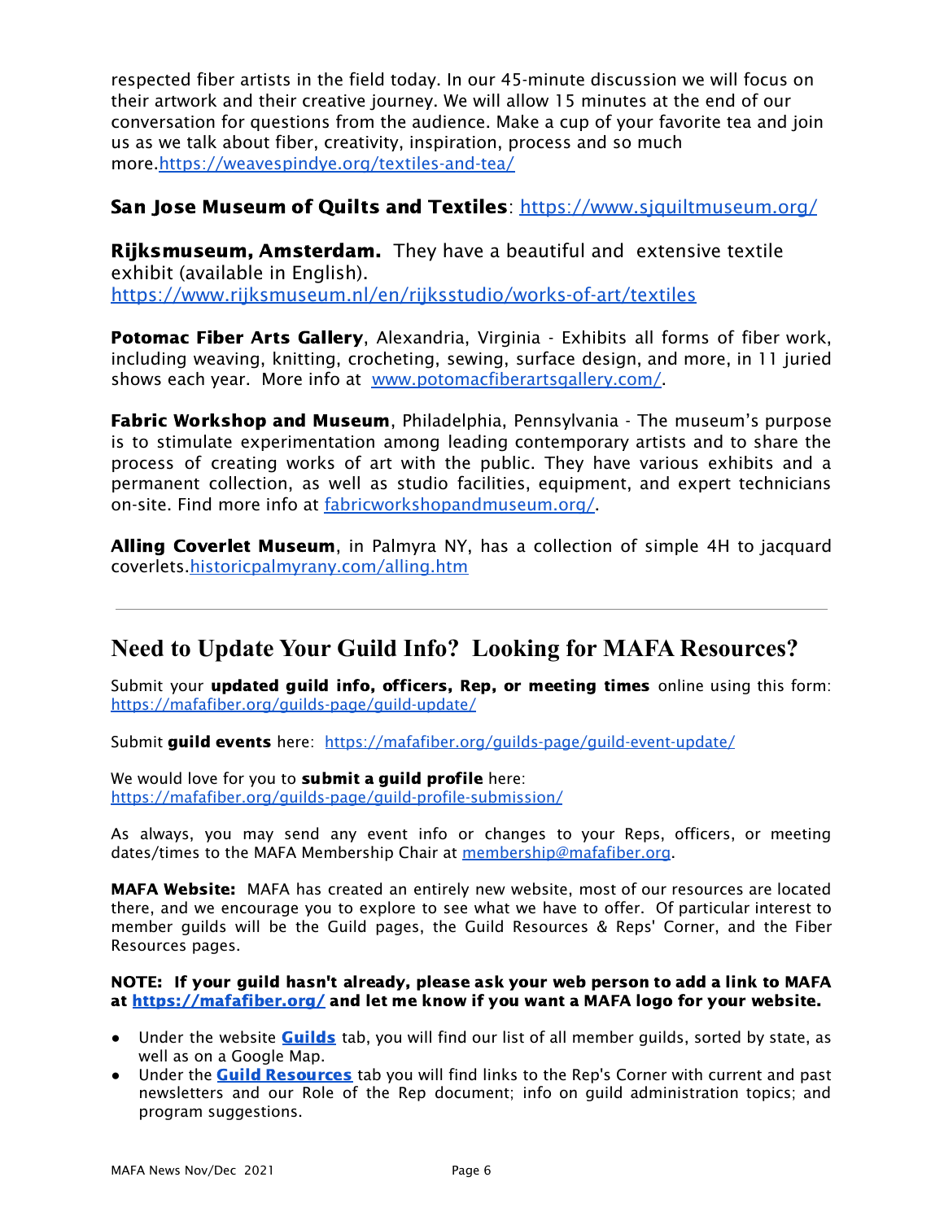respected fiber artists in the field today. In our 45-minute discussion we will focus on their artwork and their creative journey. We will allow 15 minutes at the end of our conversation for questions from the audience. Make a cup of your favorite tea and join us as we talk about fiber, creativity, inspiration, process and so much more.https://weavespindye.org/textiles-and-tea/

**San Jose Museum of Quilts and Textiles**: https://www.sjquiltmuseum.org/

**Rijksmuseum, Amsterdam.** They have a beautiful and extensive textile exhibit (available in English). https://www.rijksmuseum.nl/en/rijksstudio/works-of-art/textiles

**Potomac Fiber Arts Gallery**, Alexandria, Virginia - Exhibits all forms of fiber work, including weaving, knitting, crocheting, sewing, surface design, and more, in 11 juried shows each year. More info at www.potomacfiberartsgallery.com/.

**Fabric Workshop and Museum**, Philadelphia, Pennsylvania - The museum's purpose is to stimulate experimentation among leading contemporary artists and to share the process of creating works of art with the public. They have various exhibits and a permanent collection, as well as studio facilities, equipment, and expert technicians on-site. Find more info at fabricworkshopandmuseum.org/.

**Alling Coverlet Museum**, in Palmyra NY, has a collection of simple 4H to jacquard coverlets.historicpalmyrany.com/alling.htm

---

## Need to Update Your Guild Info? Looking for MAFA Resources?

Submit your **updated guild info, officers, Rep, or meeting times** online using this form: https://mafafiber.org/guilds-page/guild-update/

Submit **guild events** here: https://mafafiber.org/guilds-page/guild-event-update/

We would love for you to **submit a guild profile** here: https://mafafiber.org/guilds-page/guild-profile-submission/

As always, you may send any event info or changes to your Reps, officers, or meeting dates/times to the MAFA Membership Chair at membership@mafafiber.org.

**MAFA Website:** MAFA has created an entirely new website, most of our resources are located there, and we encourage you to explore to see what we have to offer. Of particular interest to member guilds will be the Guild pages, the Guild Resources & Reps' Corner, and the Fiber Resources pages.

**NOTE: If your guild hasn't already, please ask your web person to add a link to MAFA at https://mafafiber.org/ and let me know if you want a MAFA logo for your website.**

- Under the website **Guilds** tab, you will find our list of all member guilds, sorted by state, as well as on a Google Map.
- Under the **Guild Resources** tab you will find links to the Rep's Corner with current and past newsletters and our Role of the Rep document; info on guild administration topics; and program suggestions.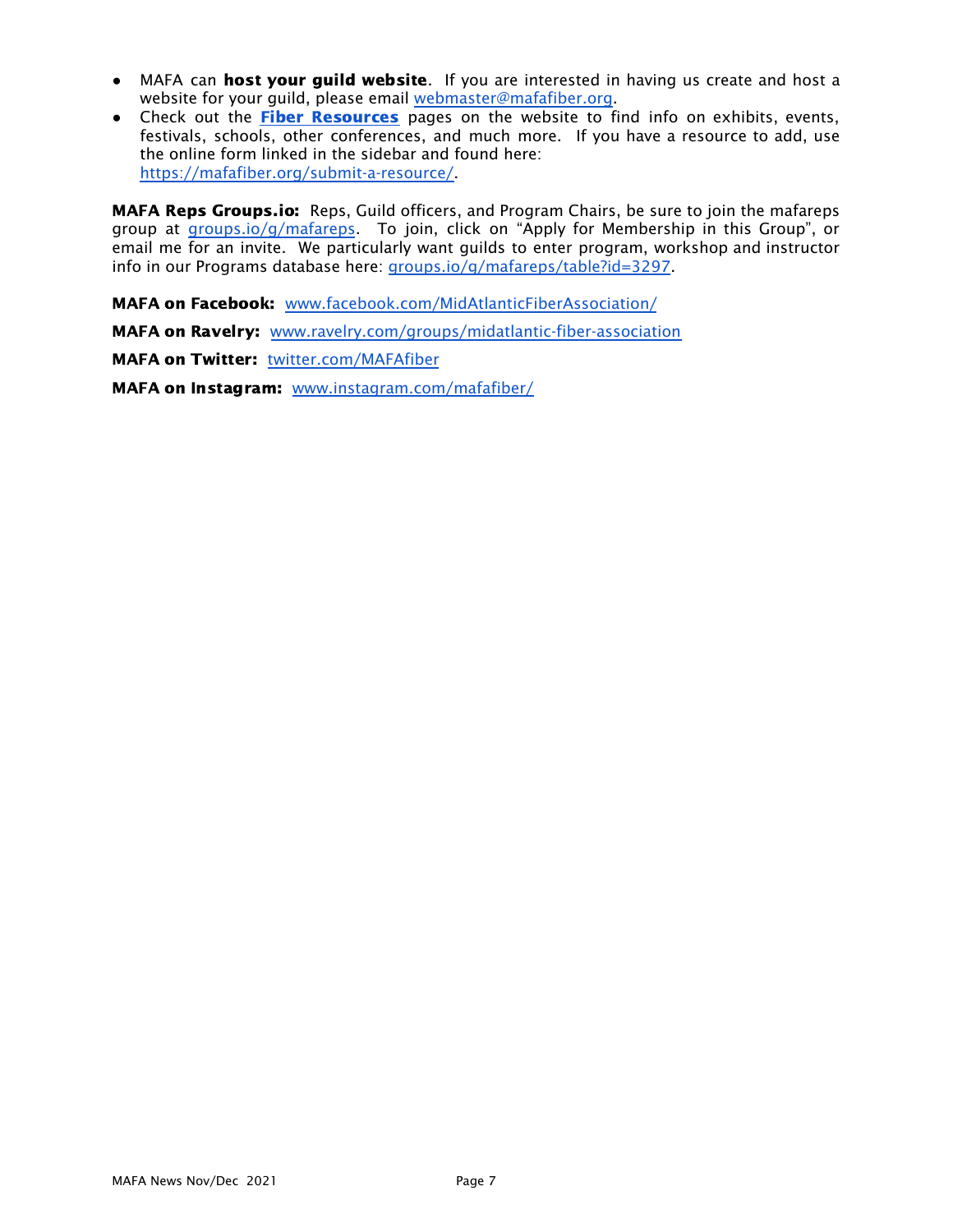- MAFA can **host your guild website**. If you are interested in having us create and host a website for your guild, please email webmaster@mafafiber.org.
- Check out the **Fiber Resources** pages on the website to find info on exhibits, events, festivals, schools, other conferences, and much more. If you have a resource to add, use the online form linked in the sidebar and found here: https://mafafiber.org/submit-a-resource/.

**MAFA Reps Groups.io:** Reps, Guild officers, and Program Chairs, be sure to join the mafareps group at groups.io/g/mafareps. To join, click on "Apply for Membership in this Group", or email me for an invite. We particularly want guilds to enter program, workshop and instructor info in our Programs database here: groups.io/g/mafareps/table?id=3297.

**MAFA on Facebook:** www.facebook.com/MidAtlanticFiberAssociation/

**MAFA on Ravelry:** www.ravelry.com/groups/midatlantic-fiber-association

**MAFA on Twitter:** twitter.com/MAFAfiber

**MAFA on Instagram:** www.instagram.com/mafafiber/